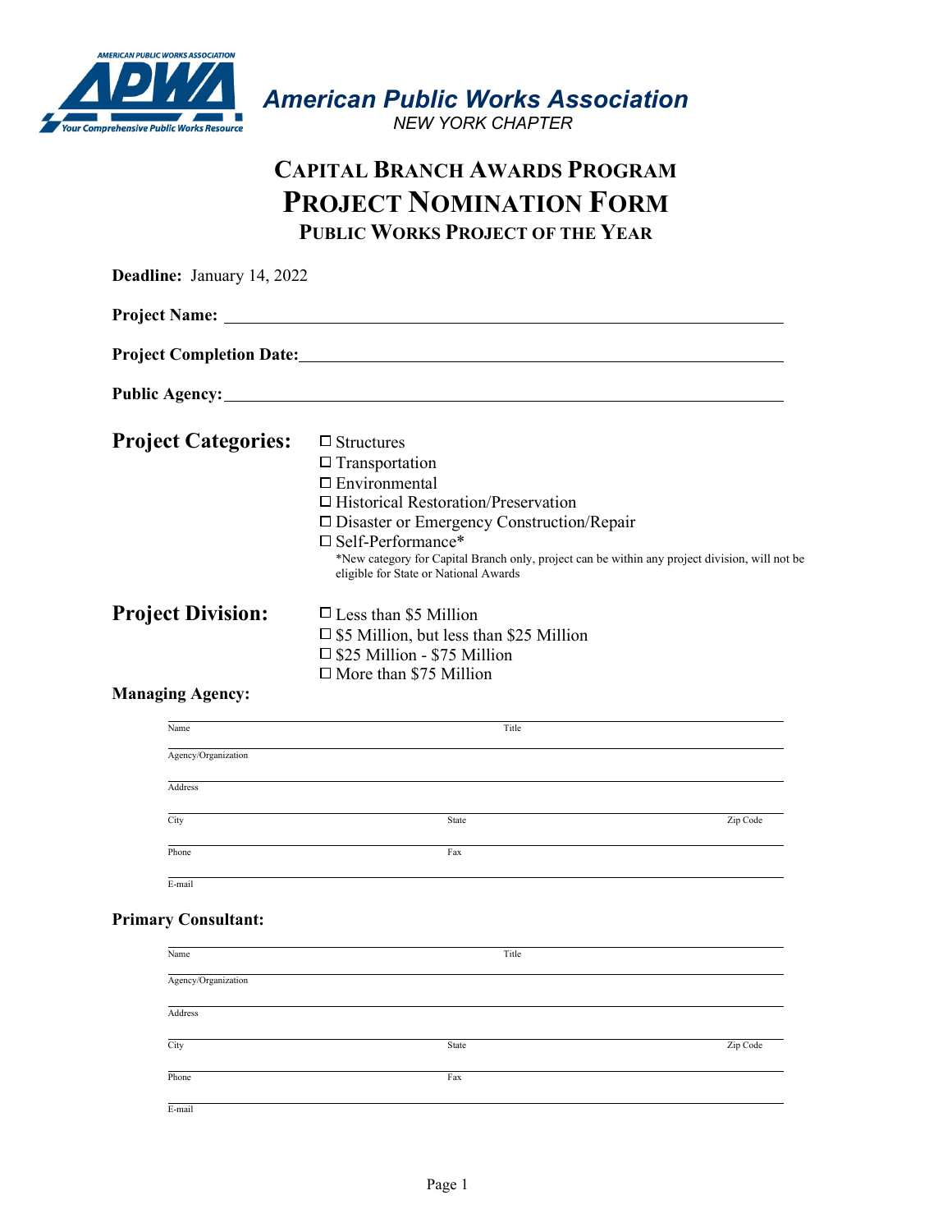**American Public Works Association**
*NEW YORK CHAPTER*

# CAPITAL BRANCH AWARDS PROGRAM
# PROJECT NOMINATION FORM
## PUBLIC WORKS PROJECT OF THE YEAR

**Deadline:** January 14, 2022

**Project Name:** ______________________________

**Project Completion Date:** ______________________________

**Public Agency:** ______________________________

## Project Categories:

- ☐ Structures
- ☐ Transportation
- ☐ Environmental
- ☐ Historical Restoration/Preservation
- ☐ Disaster or Emergency Construction/Repair
- ☐ Self-Performance*

*New category for Capital Branch only, project can be within any project division, will not be eligible for State or National Awards

## Project Division:

- ☐ Less than $5 Million
- ☐ $5 Million, but less than $25 Million
- ☐ $25 Million - $75 Million
- ☐ More than $75 Million

**Managing Agency:**

Name ______________________________ Title ______________________________

Agency/Organization ______________________________

Address ______________________________

City ______________________________ State ______________________________ Zip Code ______________________________

Phone ______________________________ Fax ______________________________

E-mail ______________________________

**Primary Consultant:**

Name ______________________________ Title ______________________________

Agency/Organization ______________________________

Address ______________________________

City ______________________________ State ______________________________ Zip Code ______________________________

Phone ______________________________ Fax ______________________________

E-mail ______________________________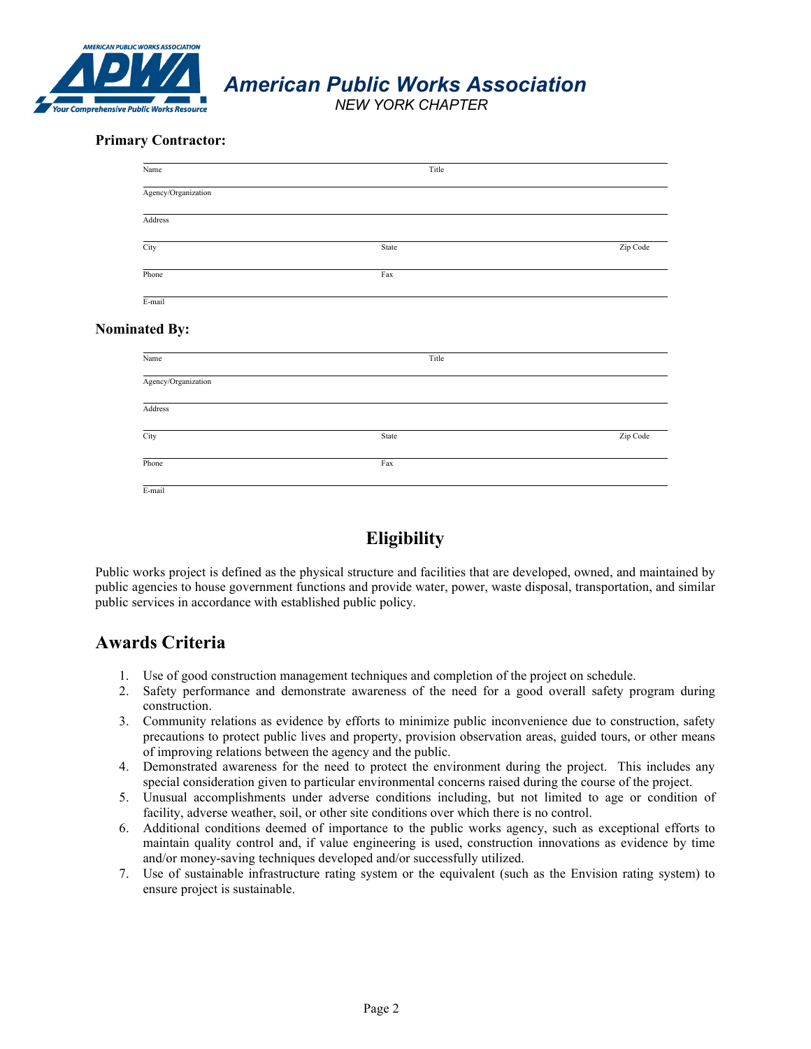**American Public Works Association**
*NEW YORK CHAPTER*

**Primary Contractor:**

Name Title

Agency/Organization

Address

City State Zip Code

Phone Fax

E-mail

**Nominated By:**

Name Title

Agency/Organization

Address

City State Zip Code

Phone Fax

E-mail

# Eligibility

Public works project is defined as the physical structure and facilities that are developed, owned, and maintained by public agencies to house government functions and provide water, power, waste disposal, transportation, and similar public services in accordance with established public policy.

## Awards Criteria

1. Use of good construction management techniques and completion of the project on schedule.
2. Safety performance and demonstrate awareness of the need for a good overall safety program during construction.
3. Community relations as evidence by efforts to minimize public inconvenience due to construction, safety precautions to protect public lives and property, provision observation areas, guided tours, or other means of improving relations between the agency and the public.
4. Demonstrated awareness for the need to protect the environment during the project. This includes any special consideration given to particular environmental concerns raised during the course of the project.
5. Unusual accomplishments under adverse conditions including, but not limited to age or condition of facility, adverse weather, soil, or other site conditions over which there is no control.
6. Additional conditions deemed of importance to the public works agency, such as exceptional efforts to maintain quality control and, if value engineering is used, construction innovations as evidence by time and/or money-saving techniques developed and/or successfully utilized.
7. Use of sustainable infrastructure rating system or the equivalent (such as the Envision rating system) to ensure project is sustainable.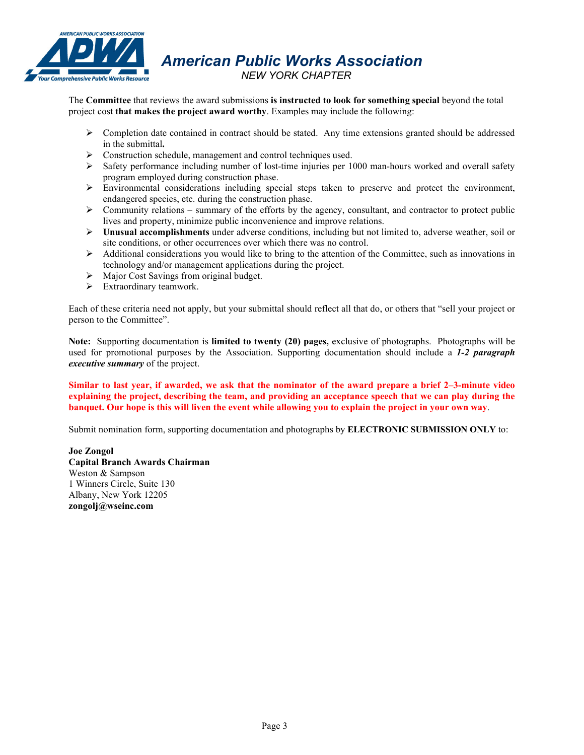# American Public Works Association

*NEW YORK CHAPTER*

The **Committee** that reviews the award submissions **is instructed to look for something special** beyond the total project cost **that makes the project award worthy**. Examples may include the following:

- Completion date contained in contract should be stated. Any time extensions granted should be addressed in the submittal**.**
- Construction schedule, management and control techniques used.
- Safety performance including number of lost-time injuries per 1000 man-hours worked and overall safety program employed during construction phase.
- Environmental considerations including special steps taken to preserve and protect the environment, endangered species, etc. during the construction phase.
- Community relations – summary of the efforts by the agency, consultant, and contractor to protect public lives and property, minimize public inconvenience and improve relations.
- **Unusual accomplishments** under adverse conditions, including but not limited to, adverse weather, soil or site conditions, or other occurrences over which there was no control.
- Additional considerations you would like to bring to the attention of the Committee, such as innovations in technology and/or management applications during the project.
- Major Cost Savings from original budget.
- Extraordinary teamwork.

Each of these criteria need not apply, but your submittal should reflect all that do, or others that "sell your project or person to the Committee".

**Note:** Supporting documentation is **limited to twenty (20) pages,** exclusive of photographs. Photographs will be used for promotional purposes by the Association. Supporting documentation should include a ***1-2 paragraph executive summary*** of the project.

**Similar to last year, if awarded, we ask that the nominator of the award prepare a brief 2–3-minute video explaining the project, describing the team, and providing an acceptance speech that we can play during the banquet. Our hope is this will liven the event while allowing you to explain the project in your own way**.

Submit nomination form, supporting documentation and photographs by **ELECTRONIC SUBMISSION ONLY** to:

**Joe Zongol**
**Capital Branch Awards Chairman**
Weston & Sampson
1 Winners Circle, Suite 130
Albany, New York 12205
**zongolj@wseinc.com**